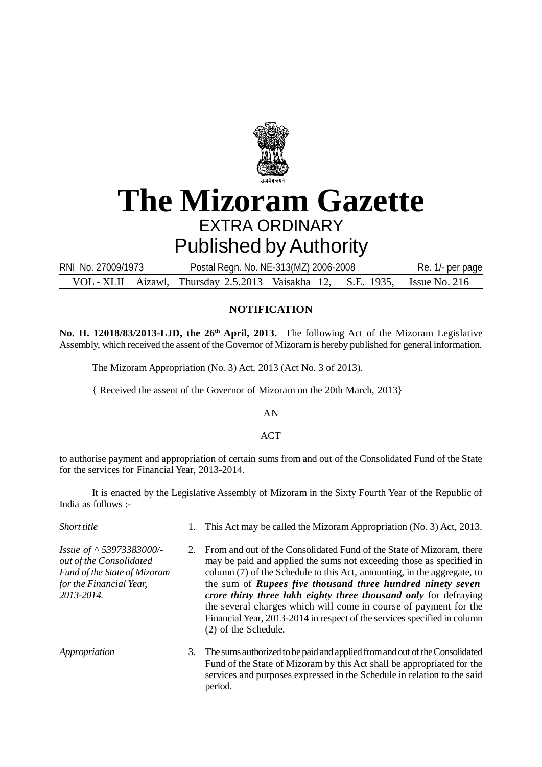# The Mizoram Gazette

## EXTRA ORDINARY

## Published by Authority

RNI No. 27009/1973 Postal Regn. No. NE-313(MZ) 2006-2008 Re. 1/- per page

VOL - XLII Aizawl, Thursday 2.5.2013 Vaisakha 12, S.E. 1935, Issue No. 216

### NOTIFICATION

**No. H. 12018/83/2013-LJD, the 26th April, 2013.** The following Act of the Mizoram Legislative Assembly, which received the assent of the Governor of Mizoram is hereby published for general information.

The Mizoram Appropriation (No. 3) Act, 2013 (Act No. 3 of 2013).

{ Received the assent of the Governor of Mizoram on the 20th March, 2013}

AN

ACT

to authorise payment and appropriation of certain sums from and out of the Consolidated Fund of the State for the services for Financial Year, 2013-2014.

It is enacted by the Legislative Assembly of Mizoram in the Sixty Fourth Year of the Republic of India as follows :-

*Short title*

1. This Act may be called the Mizoram Appropriation (No. 3) Act, 2013.

*Issue of ^ 53973383000/- out of the Consolidated Fund of the State of Mizoram for the Financial Year, 2013-2014.*

2. From and out of the Consolidated Fund of the State of Mizoram, there may be paid and applied the sums not exceeding those as specified in column (7) of the Schedule to this Act, amounting, in the aggregate, to the sum of ***Rupees five thousand three hundred ninety seven crore thirty three lakh eighty three thousand only*** for defraying the several charges which will come in course of payment for the Financial Year, 2013-2014 in respect of the services specified in column (2) of the Schedule.

*Appropriation*

3. The sums authorized to be paid and applied from and out of the Consolidated Fund of the State of Mizoram by this Act shall be appropriated for the services and purposes expressed in the Schedule in relation to the said period.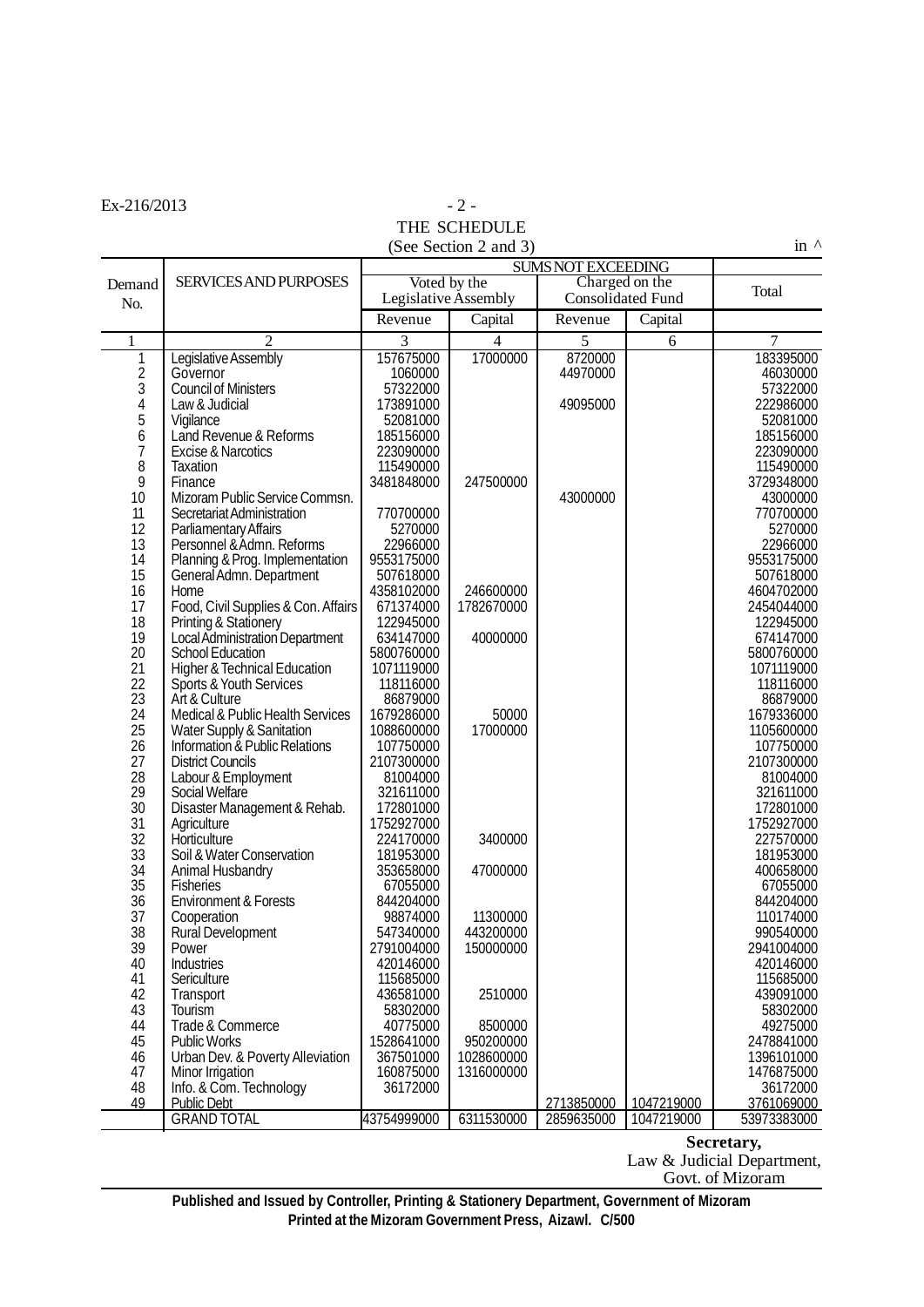Ex-216/2013

# THE SCHEDULE

(See Section 2 and 3)

in ^

| Demand No. | SERVICES AND PURPOSES | SUMS NOT EXCEEDING | | | | Total |
|---|---|---|---|---|---|---|
| | | Voted by the Legislative Assembly | | Charged on the Consolidated Fund | | |
| | | Revenue | Capital | Revenue | Capital | |
| 1 | 2 | 3 | 4 | 5 | 6 | 7 |
| 1 | Legislative Assembly | 157675000 | 17000000 | 8720000 | | 183395000 |
| 2 | Governor | 1060000 | | 44970000 | | 46030000 |
| 3 | Council of Ministers | 57322000 | | | | 57322000 |
| 4 | Law & Judicial | 173891000 | | 49095000 | | 222986000 |
| 5 | Vigilance | 52081000 | | | | 52081000 |
| 6 | Land Revenue & Reforms | 185156000 | | | | 185156000 |
| 7 | Excise & Narcotics | 223090000 | | | | 223090000 |
| 8 | Taxation | 115490000 | | | | 115490000 |
| 9 | Finance | 3481848000 | 247500000 | | | 3729348000 |
| 10 | Mizoram Public Service Commsn. | | | 43000000 | | 43000000 |
| 11 | Secretariat Administration | 770700000 | | | | 770700000 |
| 12 | Parliamentary Affairs | 5270000 | | | | 5270000 |
| 13 | Personnel & Admn. Reforms | 22966000 | | | | 22966000 |
| 14 | Planning & Prog. Implementation | 9553175000 | | | | 9553175000 |
| 15 | General Admn. Department | 507618000 | | | | 507618000 |
| 16 | Home | 4358102000 | 246600000 | | | 4604702000 |
| 17 | Food, Civil Supplies & Con. Affairs | 671374000 | 1782670000 | | | 2454044000 |
| 18 | Printing & Stationery | 122945000 | | | | 122945000 |
| 19 | Local Administration Department | 634147000 | 40000000 | | | 674147000 |
| 20 | School Education | 5800760000 | | | | 5800760000 |
| 21 | Higher & Technical Education | 1071119000 | | | | 1071119000 |
| 22 | Sports & Youth Services | 118116000 | | | | 118116000 |
| 23 | Art & Culture | 86879000 | | | | 86879000 |
| 24 | Medical & Public Health Services | 1679286000 | 50000 | | | 1679336000 |
| 25 | Water Supply & Sanitation | 1088600000 | 17000000 | | | 1105600000 |
| 26 | Information & Public Relations | 107750000 | | | | 107750000 |
| 27 | District Councils | 2107300000 | | | | 2107300000 |
| 28 | Labour & Employment | 81004000 | | | | 81004000 |
| 29 | Social Welfare | 321611000 | | | | 321611000 |
| 30 | Disaster Management & Rehab. | 172801000 | | | | 172801000 |
| 31 | Agriculture | 1752927000 | | | | 1752927000 |
| 32 | Horticulture | 224170000 | 3400000 | | | 227570000 |
| 33 | Soil & Water Conservation | 181953000 | | | | 181953000 |
| 34 | Animal Husbandry | 353658000 | 47000000 | | | 400658000 |
| 35 | Fisheries | 67055000 | | | | 67055000 |
| 36 | Environment & Forests | 844204000 | | | | 844204000 |
| 37 | Cooperation | 98874000 | 11300000 | | | 110174000 |
| 38 | Rural Development | 547340000 | 443200000 | | | 990540000 |
| 39 | Power | 2791004000 | 150000000 | | | 2941004000 |
| 40 | Industries | 420146000 | | | | 420146000 |
| 41 | Sericulture | 115685000 | | | | 115685000 |
| 42 | Transport | 436581000 | 2510000 | | | 439091000 |
| 43 | Tourism | 58302000 | | | | 58302000 |
| 44 | Trade & Commerce | 40775000 | 8500000 | | | 49275000 |
| 45 | Public Works | 1528641000 | 950200000 | | | 2478841000 |
| 46 | Urban Dev. & Poverty Alleviation | 367501000 | 1028600000 | | | 1396101000 |
| 47 | Minor Irrigation | 160875000 | 1316000000 | | | 1476875000 |
| 48 | Info. & Com. Technology | 36172000 | | | | 36172000 |
| 49 | Public Debt | | | 2713850000 | 1047219000 | 3761069000 |
| | GRAND TOTAL | 43754999000 | 6311530000 | 2859635000 | 1047219000 | 53973383000 |

**Secretary,**
Law & Judicial Department,
Govt. of Mizoram

**Published and Issued by Controller, Printing & Stationery Department, Government of Mizoram**
**Printed at the Mizoram Government Press, Aizawl. C/500**